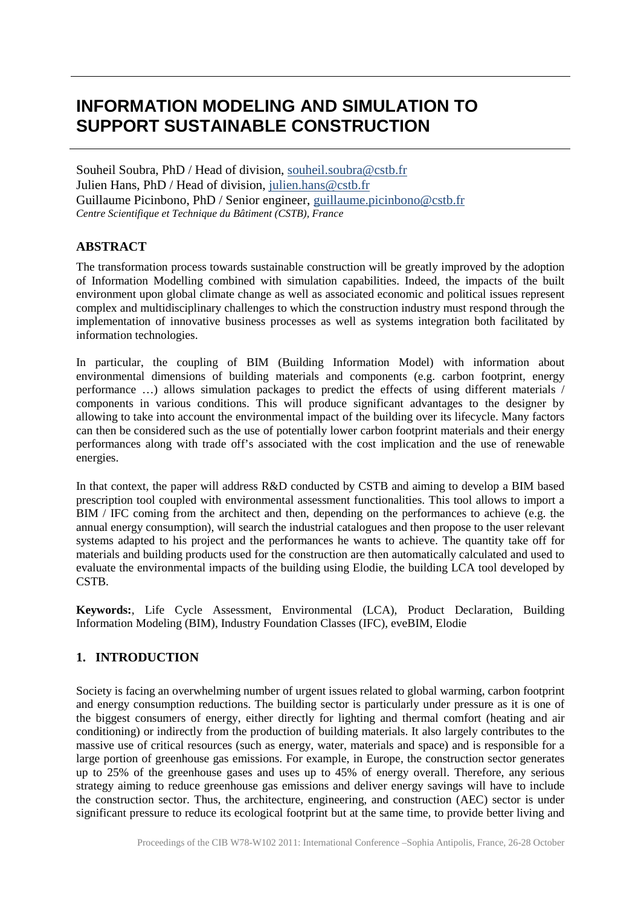# INFORMATION MODELING AND SIMULATION TO SUPPORT SUSTAINABLE CONSTRUCTION

Souheil Soubra, PhD / Head of division, souheil.soubra@cstb.fr
Julien Hans, PhD / Head of division, julien.hans@cstb.fr
Guillaume Picinbono, PhD / Senior engineer, guillaume.picinbono@cstb.fr
*Centre Scientifique et Technique du Bâtiment (CSTB), France*

## ABSTRACT

The transformation process towards sustainable construction will be greatly improved by the adoption of Information Modelling combined with simulation capabilities. Indeed, the impacts of the built environment upon global climate change as well as associated economic and political issues represent complex and multidisciplinary challenges to which the construction industry must respond through the implementation of innovative business processes as well as systems integration both facilitated by information technologies.

In particular, the coupling of BIM (Building Information Model) with information about environmental dimensions of building materials and components (e.g. carbon footprint, energy performance …) allows simulation packages to predict the effects of using different materials / components in various conditions. This will produce significant advantages to the designer by allowing to take into account the environmental impact of the building over its lifecycle. Many factors can then be considered such as the use of potentially lower carbon footprint materials and their energy performances along with trade off's associated with the cost implication and the use of renewable energies.

In that context, the paper will address R&D conducted by CSTB and aiming to develop a BIM based prescription tool coupled with environmental assessment functionalities. This tool allows to import a BIM / IFC coming from the architect and then, depending on the performances to achieve (e.g. the annual energy consumption), will search the industrial catalogues and then propose to the user relevant systems adapted to his project and the performances he wants to achieve. The quantity take off for materials and building products used for the construction are then automatically calculated and used to evaluate the environmental impacts of the building using Elodie, the building LCA tool developed by CSTB.

**Keywords:**, Life Cycle Assessment, Environmental (LCA), Product Declaration, Building Information Modeling (BIM), Industry Foundation Classes (IFC), eveBIM, Elodie

## 1. INTRODUCTION

Society is facing an overwhelming number of urgent issues related to global warming, carbon footprint and energy consumption reductions. The building sector is particularly under pressure as it is one of the biggest consumers of energy, either directly for lighting and thermal comfort (heating and air conditioning) or indirectly from the production of building materials. It also largely contributes to the massive use of critical resources (such as energy, water, materials and space) and is responsible for a large portion of greenhouse gas emissions. For example, in Europe, the construction sector generates up to 25% of the greenhouse gases and uses up to 45% of energy overall. Therefore, any serious strategy aiming to reduce greenhouse gas emissions and deliver energy savings will have to include the construction sector. Thus, the architecture, engineering, and construction (AEC) sector is under significant pressure to reduce its ecological footprint but at the same time, to provide better living and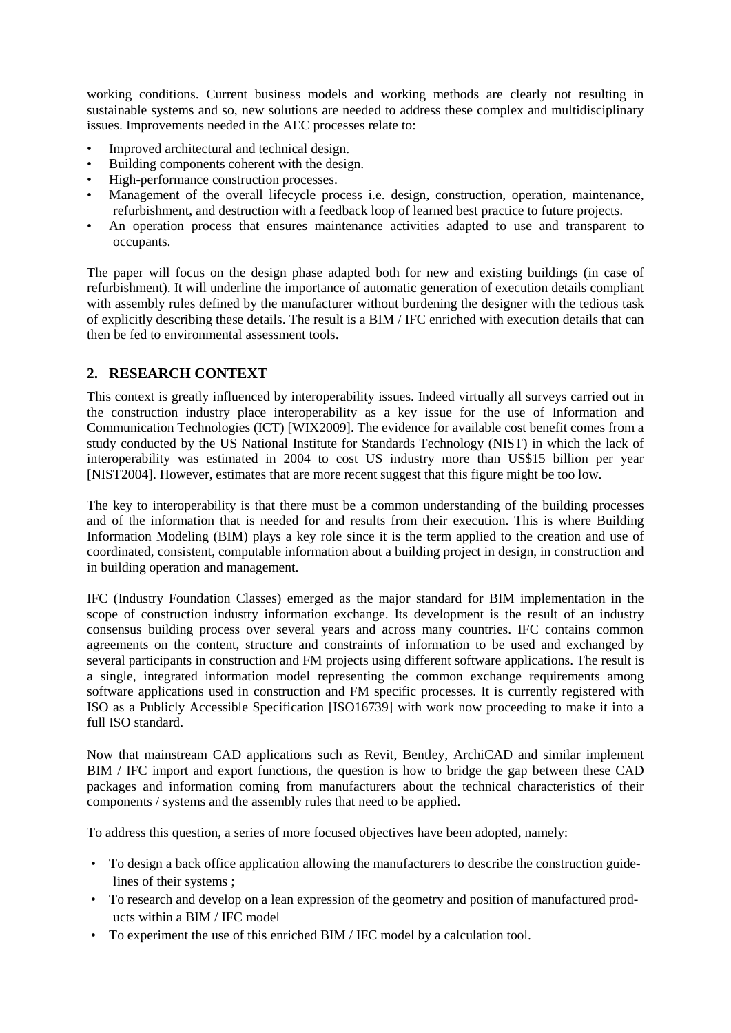working conditions. Current business models and working methods are clearly not resulting in sustainable systems and so, new solutions are needed to address these complex and multidisciplinary issues. Improvements needed in the AEC processes relate to:

- Improved architectural and technical design.
- Building components coherent with the design.
- High-performance construction processes.
- Management of the overall lifecycle process i.e. design, construction, operation, maintenance, refurbishment, and destruction with a feedback loop of learned best practice to future projects.
- An operation process that ensures maintenance activities adapted to use and transparent to occupants.

The paper will focus on the design phase adapted both for new and existing buildings (in case of refurbishment). It will underline the importance of automatic generation of execution details compliant with assembly rules defined by the manufacturer without burdening the designer with the tedious task of explicitly describing these details. The result is a BIM / IFC enriched with execution details that can then be fed to environmental assessment tools.

## 2. RESEARCH CONTEXT

This context is greatly influenced by interoperability issues. Indeed virtually all surveys carried out in the construction industry place interoperability as a key issue for the use of Information and Communication Technologies (ICT) [WIX2009]. The evidence for available cost benefit comes from a study conducted by the US National Institute for Standards Technology (NIST) in which the lack of interoperability was estimated in 2004 to cost US industry more than US$15 billion per year [NIST2004]. However, estimates that are more recent suggest that this figure might be too low.

The key to interoperability is that there must be a common understanding of the building processes and of the information that is needed for and results from their execution. This is where Building Information Modeling (BIM) plays a key role since it is the term applied to the creation and use of coordinated, consistent, computable information about a building project in design, in construction and in building operation and management.

IFC (Industry Foundation Classes) emerged as the major standard for BIM implementation in the scope of construction industry information exchange. Its development is the result of an industry consensus building process over several years and across many countries. IFC contains common agreements on the content, structure and constraints of information to be used and exchanged by several participants in construction and FM projects using different software applications. The result is a single, integrated information model representing the common exchange requirements among software applications used in construction and FM specific processes. It is currently registered with ISO as a Publicly Accessible Specification [ISO16739] with work now proceeding to make it into a full ISO standard.

Now that mainstream CAD applications such as Revit, Bentley, ArchiCAD and similar implement BIM / IFC import and export functions, the question is how to bridge the gap between these CAD packages and information coming from manufacturers about the technical characteristics of their components / systems and the assembly rules that need to be applied.

To address this question, a series of more focused objectives have been adopted, namely:

- To design a back office application allowing the manufacturers to describe the construction guidelines of their systems ;
- To research and develop on a lean expression of the geometry and position of manufactured products within a BIM / IFC model
- To experiment the use of this enriched BIM / IFC model by a calculation tool.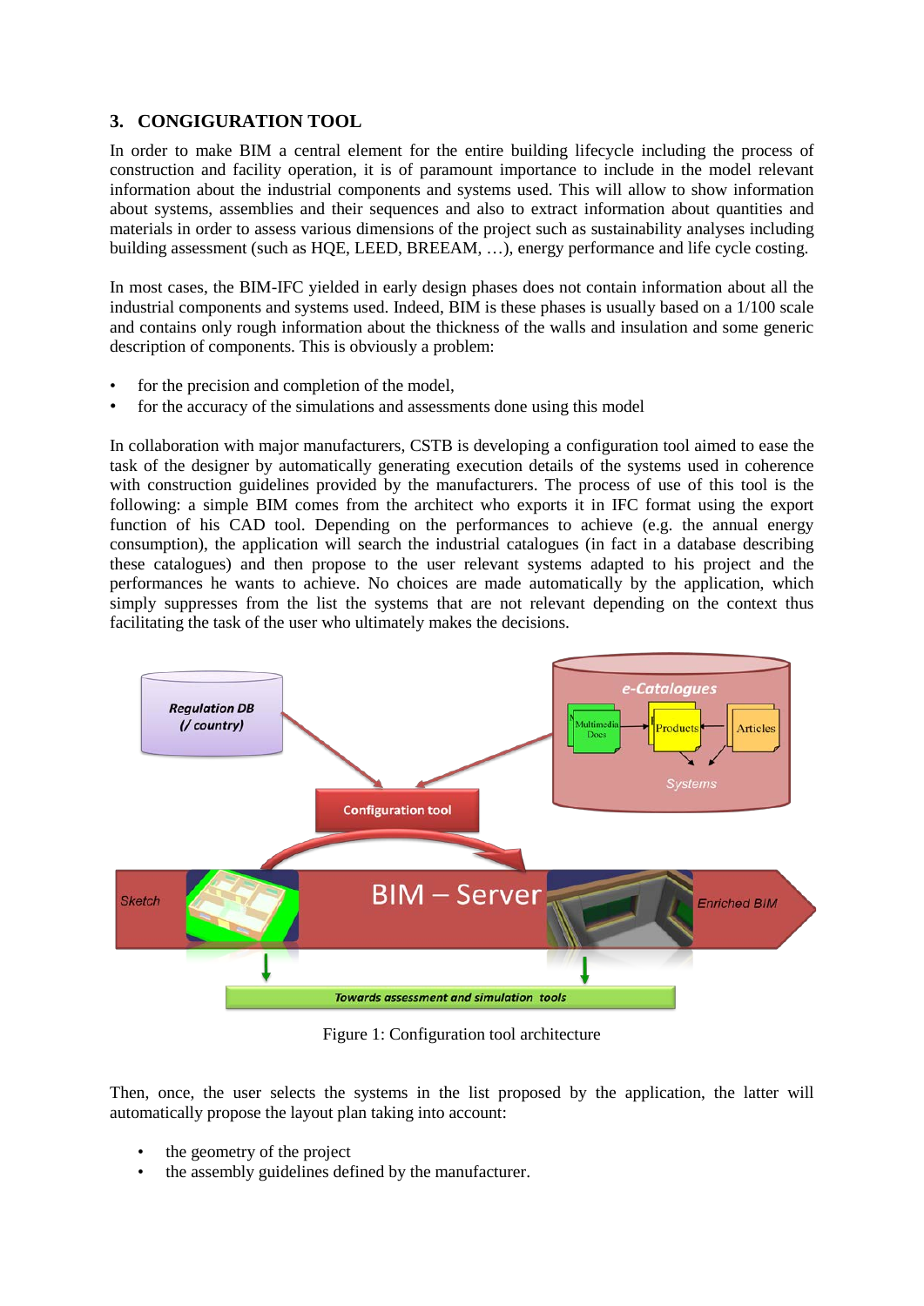## 3. CONGIGURATION TOOL

In order to make BIM a central element for the entire building lifecycle including the process of construction and facility operation, it is of paramount importance to include in the model relevant information about the industrial components and systems used. This will allow to show information about systems, assemblies and their sequences and also to extract information about quantities and materials in order to assess various dimensions of the project such as sustainability analyses including building assessment (such as HQE, LEED, BREEAM, …), energy performance and life cycle costing.

In most cases, the BIM-IFC yielded in early design phases does not contain information about all the industrial components and systems used. Indeed, BIM is these phases is usually based on a 1/100 scale and contains only rough information about the thickness of the walls and insulation and some generic description of components. This is obviously a problem:

- for the precision and completion of the model,
- for the accuracy of the simulations and assessments done using this model

In collaboration with major manufacturers, CSTB is developing a configuration tool aimed to ease the task of the designer by automatically generating execution details of the systems used in coherence with construction guidelines provided by the manufacturers. The process of use of this tool is the following: a simple BIM comes from the architect who exports it in IFC format using the export function of his CAD tool. Depending on the performances to achieve (e.g. the annual energy consumption), the application will search the industrial catalogues (in fact in a database describing these catalogues) and then propose to the user relevant systems adapted to his project and the performances he wants to achieve. No choices are made automatically by the application, which simply suppresses from the list the systems that are not relevant depending on the context thus facilitating the task of the user who ultimately makes the decisions.

Figure 1: Configuration tool architecture

Then, once, the user selects the systems in the list proposed by the application, the latter will automatically propose the layout plan taking into account:

- the geometry of the project
- the assembly guidelines defined by the manufacturer.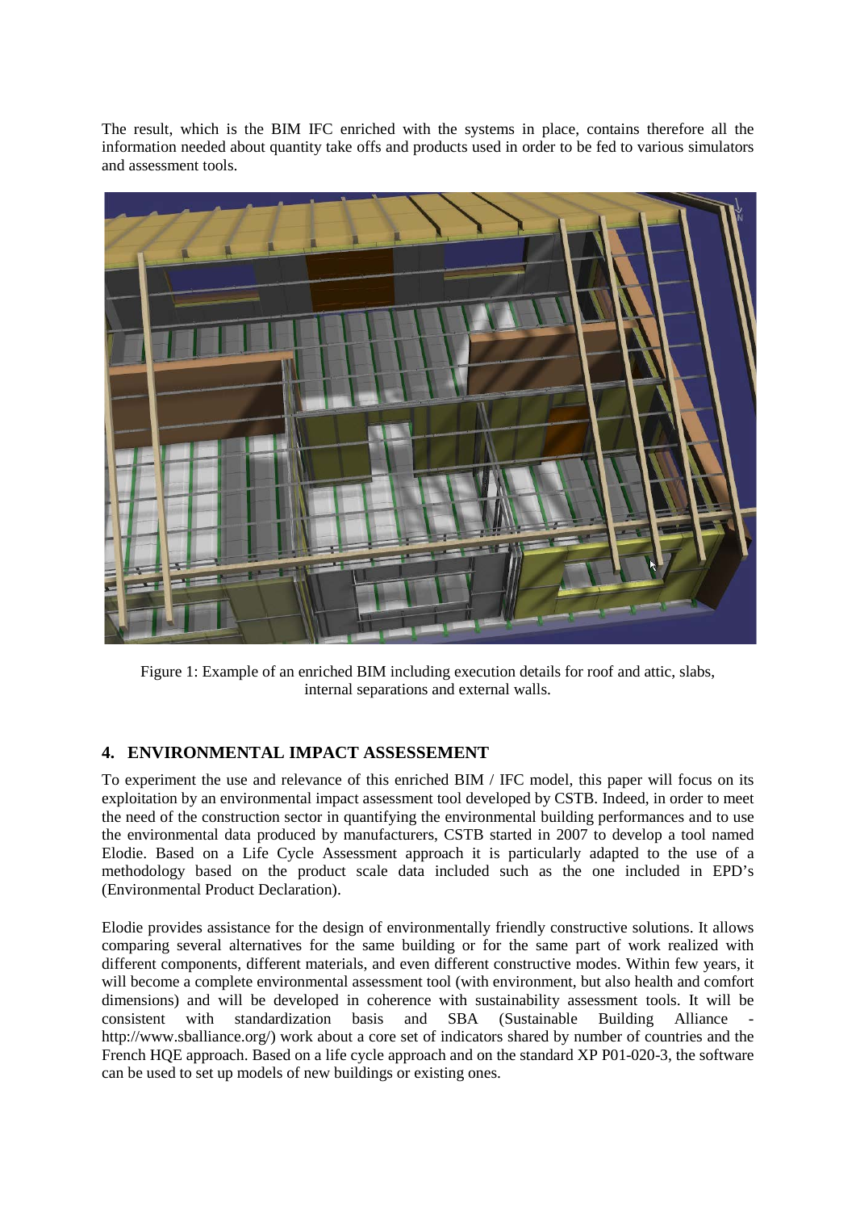The result, which is the BIM IFC enriched with the systems in place, contains therefore all the information needed about quantity take offs and products used in order to be fed to various simulators and assessment tools.

Figure 1: Example of an enriched BIM including execution details for roof and attic, slabs, internal separations and external walls.

## 4. ENVIRONMENTAL IMPACT ASSESSEMENT

To experiment the use and relevance of this enriched BIM / IFC model, this paper will focus on its exploitation by an environmental impact assessment tool developed by CSTB. Indeed, in order to meet the need of the construction sector in quantifying the environmental building performances and to use the environmental data produced by manufacturers, CSTB started in 2007 to develop a tool named Elodie. Based on a Life Cycle Assessment approach it is particularly adapted to the use of a methodology based on the product scale data included such as the one included in EPD's (Environmental Product Declaration).

Elodie provides assistance for the design of environmentally friendly constructive solutions. It allows comparing several alternatives for the same building or for the same part of work realized with different components, different materials, and even different constructive modes. Within few years, it will become a complete environmental assessment tool (with environment, but also health and comfort dimensions) and will be developed in coherence with sustainability assessment tools. It will be consistent with standardization basis and SBA (Sustainable Building Alliance - http://www.sballiance.org/) work about a core set of indicators shared by number of countries and the French HQE approach. Based on a life cycle approach and on the standard XP P01-020-3, the software can be used to set up models of new buildings or existing ones.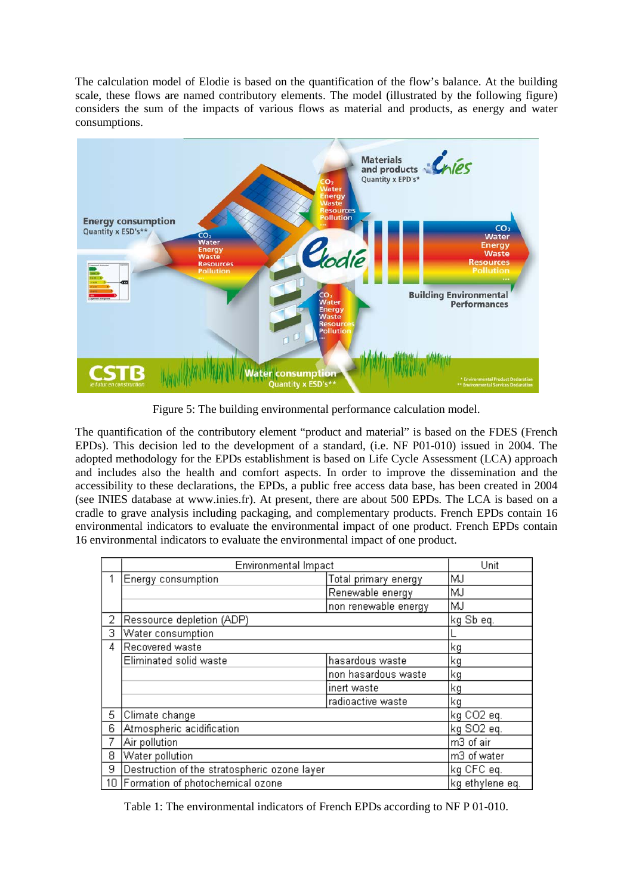The calculation model of Elodie is based on the quantification of the flow's balance. At the building scale, these flows are named contributory elements. The model (illustrated by the following figure) considers the sum of the impacts of various flows as material and products, as energy and water consumptions.

Figure 5: The building environmental performance calculation model.

The quantification of the contributory element "product and material" is based on the FDES (French EPDs). This decision led to the development of a standard, (i.e. NF P01-010) issued in 2004. The adopted methodology for the EPDs establishment is based on Life Cycle Assessment (LCA) approach and includes also the health and comfort aspects. In order to improve the dissemination and the accessibility to these declarations, the EPDs, a public free access data base, has been created in 2004 (see INIES database at www.inies.fr). At present, there are about 500 EPDs. The LCA is based on a cradle to grave analysis including packaging, and complementary products. French EPDs contain 16 environmental indicators to evaluate the environmental impact of one product. French EPDs contain 16 environmental indicators to evaluate the environmental impact of one product.

| | Environmental Impact | | Unit |
|---|---|---|---|
| 1 | Energy consumption | Total primary energy | MJ |
| | | Renewable energy | MJ |
| | | non renewable energy | MJ |
| 2 | Ressource depletion (ADP) | | kg Sb eq. |
| 3 | Water consumption | | L |
| 4 | Recovered waste | | kg |
| | Eliminated solid waste | hasardous waste | kg |
| | | non hasardous waste | kg |
| | | inert waste | kg |
| | | radioactive waste | kg |
| 5 | Climate change | | kg CO2 eq. |
| 6 | Atmospheric acidification | | kg SO2 eq. |
| 7 | Air pollution | | m3 of air |
| 8 | Water pollution | | m3 of water |
| 9 | Destruction of the stratospheric ozone layer | | kg CFC eq. |
| 10 | Formation of photochemical ozone | | kg ethylene eq. |

Table 1: The environmental indicators of French EPDs according to NF P 01-010.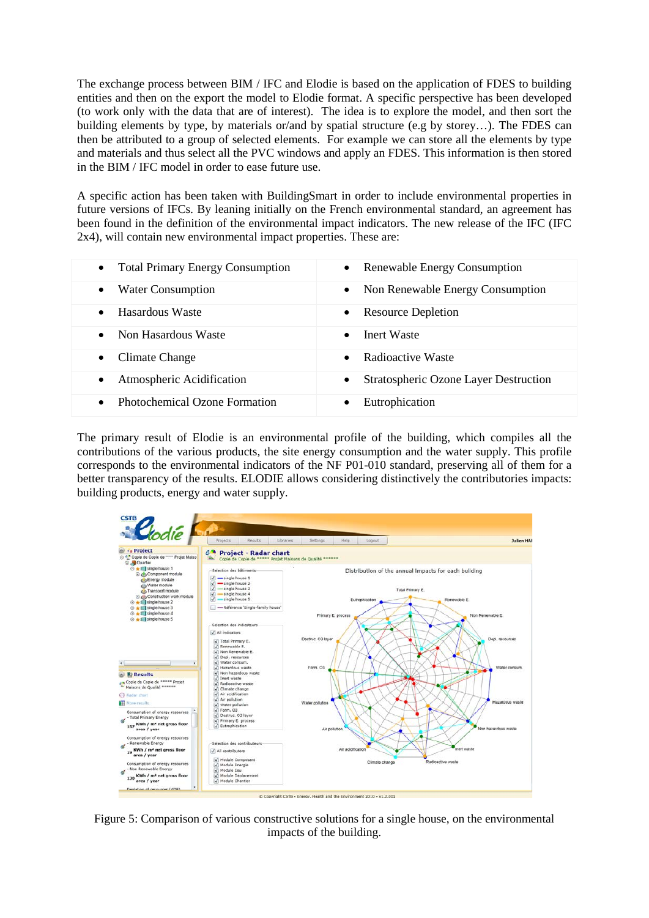The exchange process between BIM / IFC and Elodie is based on the application of FDES to building entities and then on the export the model to Elodie format. A specific perspective has been developed (to work only with the data that are of interest). The idea is to explore the model, and then sort the building elements by type, by materials or/and by spatial structure (e.g by storey…). The FDES can then be attributed to a group of selected elements. For example we can store all the elements by type and materials and thus select all the PVC windows and apply an FDES. This information is then stored in the BIM / IFC model in order to ease future use.

A specific action has been taken with BuildingSmart in order to include environmental properties in future versions of IFCs. By leaning initially on the French environmental standard, an agreement has been found in the definition of the environmental impact indicators. The new release of the IFC (IFC 2x4), will contain new environmental impact properties. These are:

| | |
|---|---|
| • Total Primary Energy Consumption | • Renewable Energy Consumption |
| • Water Consumption | • Non Renewable Energy Consumption |
| • Hasardous Waste | • Resource Depletion |
| • Non Hasardous Waste | • Inert Waste |
| • Climate Change | • Radioactive Waste |
| • Atmospheric Acidification | • Stratospheric Ozone Layer Destruction |
| • Photochemical Ozone Formation | • Eutrophication |

The primary result of Elodie is an environmental profile of the building, which compiles all the contributions of the various products, the site energy consumption and the water supply. This profile corresponds to the environmental indicators of the NF P01-010 standard, preserving all of them for a better transparency of the results. ELODIE allows considering distinctively the contributories impacts: building products, energy and water supply.

Figure 5: Comparison of various constructive solutions for a single house, on the environmental impacts of the building.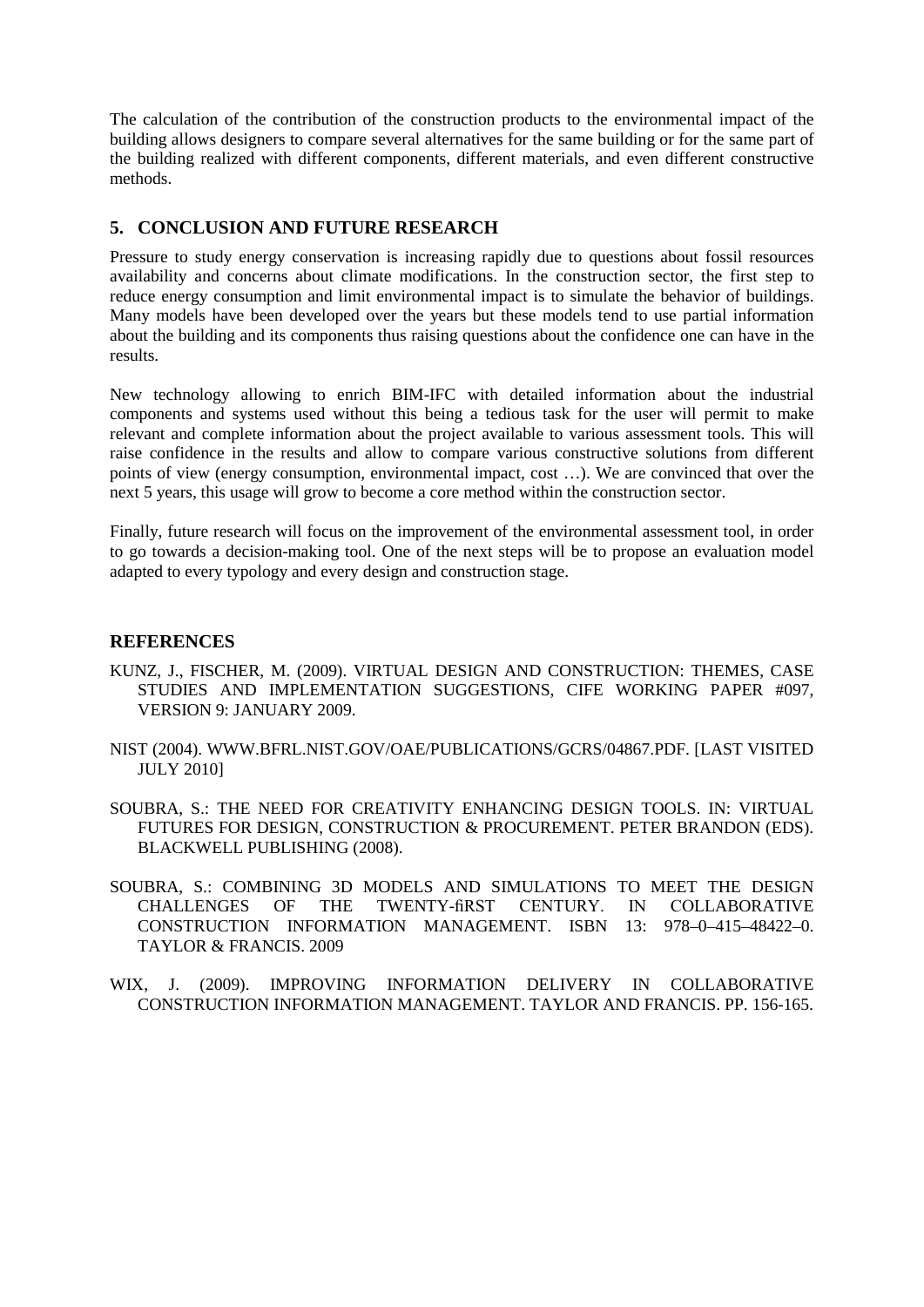The calculation of the contribution of the construction products to the environmental impact of the building allows designers to compare several alternatives for the same building or for the same part of the building realized with different components, different materials, and even different constructive methods.

## 5. CONCLUSION AND FUTURE RESEARCH

Pressure to study energy conservation is increasing rapidly due to questions about fossil resources availability and concerns about climate modifications. In the construction sector, the first step to reduce energy consumption and limit environmental impact is to simulate the behavior of buildings. Many models have been developed over the years but these models tend to use partial information about the building and its components thus raising questions about the confidence one can have in the results.

New technology allowing to enrich BIM-IFC with detailed information about the industrial components and systems used without this being a tedious task for the user will permit to make relevant and complete information about the project available to various assessment tools. This will raise confidence in the results and allow to compare various constructive solutions from different points of view (energy consumption, environmental impact, cost …). We are convinced that over the next 5 years, this usage will grow to become a core method within the construction sector.

Finally, future research will focus on the improvement of the environmental assessment tool, in order to go towards a decision-making tool. One of the next steps will be to propose an evaluation model adapted to every typology and every design and construction stage.

## REFERENCES

KUNZ, J., FISCHER, M. (2009). VIRTUAL DESIGN AND CONSTRUCTION: THEMES, CASE STUDIES AND IMPLEMENTATION SUGGESTIONS, CIFE WORKING PAPER #097, VERSION 9: JANUARY 2009.

NIST (2004). WWW.BFRL.NIST.GOV/OAE/PUBLICATIONS/GCRS/04867.PDF. [LAST VISITED JULY 2010]

SOUBRA, S.: THE NEED FOR CREATIVITY ENHANCING DESIGN TOOLS. IN: VIRTUAL FUTURES FOR DESIGN, CONSTRUCTION & PROCUREMENT. PETER BRANDON (EDS). BLACKWELL PUBLISHING (2008).

SOUBRA, S.: COMBINING 3D MODELS AND SIMULATIONS TO MEET THE DESIGN CHALLENGES OF THE TWENTY-fiRST CENTURY. IN COLLABORATIVE CONSTRUCTION INFORMATION MANAGEMENT. ISBN 13: 978–0–415–48422–0. TAYLOR & FRANCIS. 2009

WIX, J. (2009). IMPROVING INFORMATION DELIVERY IN COLLABORATIVE CONSTRUCTION INFORMATION MANAGEMENT. TAYLOR AND FRANCIS. PP. 156-165.